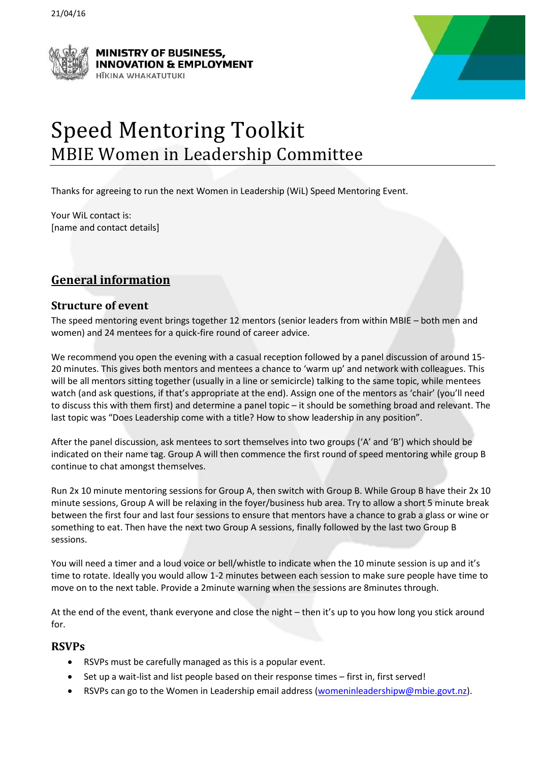21/04/16

MINISTRY OF BUSINESS, INNOVATION & EMPLOYMENT
HĪKINA WHAKATUTUKI

# Speed Mentoring Toolkit
## MBIE Women in Leadership Committee

Thanks for agreeing to run the next Women in Leadership (WiL) Speed Mentoring Event.

Your WiL contact is:
[name and contact details]

## General information

### Structure of event

The speed mentoring event brings together 12 mentors (senior leaders from within MBIE – both men and women) and 24 mentees for a quick-fire round of career advice.

We recommend you open the evening with a casual reception followed by a panel discussion of around 15-20 minutes. This gives both mentors and mentees a chance to 'warm up' and network with colleagues. This will be all mentors sitting together (usually in a line or semicircle) talking to the same topic, while mentees watch (and ask questions, if that's appropriate at the end). Assign one of the mentors as 'chair' (you'll need to discuss this with them first) and determine a panel topic – it should be something broad and relevant. The last topic was "Does Leadership come with a title? How to show leadership in any position".

After the panel discussion, ask mentees to sort themselves into two groups ('A' and 'B') which should be indicated on their name tag. Group A will then commence the first round of speed mentoring while group B continue to chat amongst themselves.

Run 2x 10 minute mentoring sessions for Group A, then switch with Group B. While Group B have their 2x 10 minute sessions, Group A will be relaxing in the foyer/business hub area. Try to allow a short 5 minute break between the first four and last four sessions to ensure that mentors have a chance to grab a glass or wine or something to eat. Then have the next two Group A sessions, finally followed by the last two Group B sessions.

You will need a timer and a loud voice or bell/whistle to indicate when the 10 minute session is up and it's time to rotate. Ideally you would allow 1-2 minutes between each session to make sure people have time to move on to the next table. Provide a 2minute warning when the sessions are 8minutes through.

At the end of the event, thank everyone and close the night – then it's up to you how long you stick around for.

### RSVPs

- RSVPs must be carefully managed as this is a popular event.
- Set up a wait-list and list people based on their response times – first in, first served!
- RSVPs can go to the Women in Leadership email address (womeninleadershipw@mbie.govt.nz).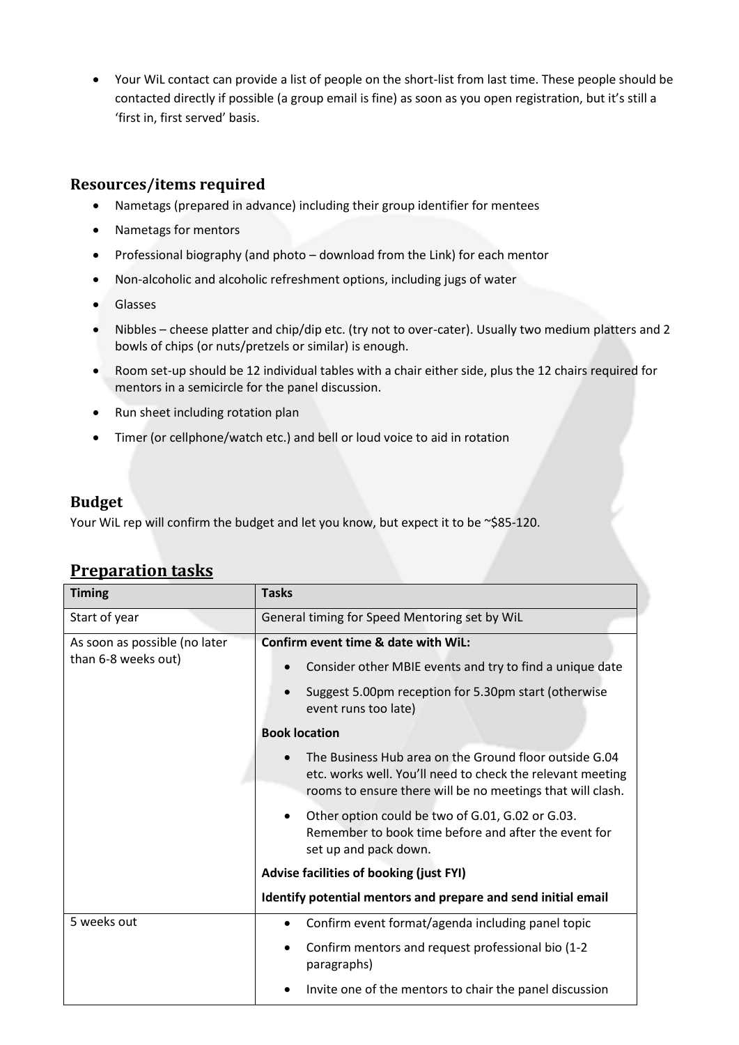- Your WiL contact can provide a list of people on the short-list from last time. These people should be contacted directly if possible (a group email is fine) as soon as you open registration, but it's still a 'first in, first served' basis.

### Resources/items required

- Nametags (prepared in advance) including their group identifier for mentees
- Nametags for mentors
- Professional biography (and photo – download from the Link) for each mentor
- Non-alcoholic and alcoholic refreshment options, including jugs of water
- Glasses
- Nibbles – cheese platter and chip/dip etc. (try not to over-cater). Usually two medium platters and 2 bowls of chips (or nuts/pretzels or similar) is enough.
- Room set-up should be 12 individual tables with a chair either side, plus the 12 chairs required for mentors in a semicircle for the panel discussion.
- Run sheet including rotation plan
- Timer (or cellphone/watch etc.) and bell or loud voice to aid in rotation

### Budget

Your WiL rep will confirm the budget and let you know, but expect it to be ~$85-120.

## Preparation tasks

| Timing | Tasks |
|---|---|
| Start of year | General timing for Speed Mentoring set by WiL |
| As soon as possible (no later than 6-8 weeks out) | **Confirm event time & date with WiL:**<br>• Consider other MBIE events and try to find a unique date<br>• Suggest 5.00pm reception for 5.30pm start (otherwise event runs too late)<br>**Book location**<br>• The Business Hub area on the Ground floor outside G.04 etc. works well. You'll need to check the relevant meeting rooms to ensure there will be no meetings that will clash.<br>• Other option could be two of G.01, G.02 or G.03. Remember to book time before and after the event for set up and pack down.<br>**Advise facilities of booking (just FYI)**<br>**Identify potential mentors and prepare and send initial email** |
| 5 weeks out | • Confirm event format/agenda including panel topic<br>• Confirm mentors and request professional bio (1-2 paragraphs)<br>• Invite one of the mentors to chair the panel discussion |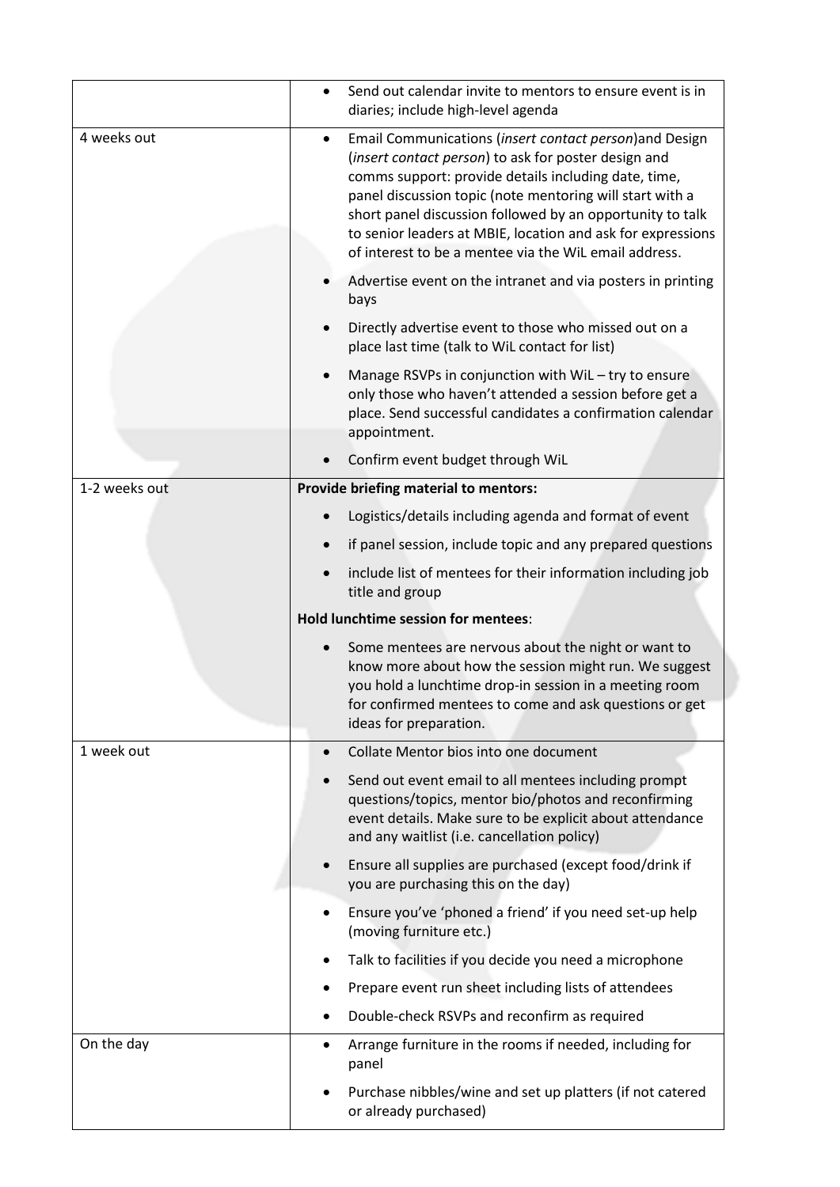| | |
|---|---|
| | • Send out calendar invite to mentors to ensure event is in diaries; include high-level agenda |
| 4 weeks out | • Email Communications (*insert contact person*)and Design (*insert contact person*) to ask for poster design and comms support: provide details including date, time, panel discussion topic (note mentoring will start with a short panel discussion followed by an opportunity to talk to senior leaders at MBIE, location and ask for expressions of interest to be a mentee via the WiL email address.<br>• Advertise event on the intranet and via posters in printing bays<br>• Directly advertise event to those who missed out on a place last time (talk to WiL contact for list)<br>• Manage RSVPs in conjunction with WiL – try to ensure only those who haven't attended a session before get a place. Send successful candidates a confirmation calendar appointment.<br>• Confirm event budget through WiL |
| 1-2 weeks out | **Provide briefing material to mentors:**<br>• Logistics/details including agenda and format of event<br>• if panel session, include topic and any prepared questions<br>• include list of mentees for their information including job title and group<br>**Hold lunchtime session for mentees**:<br>• Some mentees are nervous about the night or want to know more about how the session might run. We suggest you hold a lunchtime drop-in session in a meeting room for confirmed mentees to come and ask questions or get ideas for preparation. |
| 1 week out | • Collate Mentor bios into one document<br>• Send out event email to all mentees including prompt questions/topics, mentor bio/photos and reconfirming event details. Make sure to be explicit about attendance and any waitlist (i.e. cancellation policy)<br>• Ensure all supplies are purchased (except food/drink if you are purchasing this on the day)<br>• Ensure you've 'phoned a friend' if you need set-up help (moving furniture etc.)<br>• Talk to facilities if you decide you need a microphone<br>• Prepare event run sheet including lists of attendees<br>• Double-check RSVPs and reconfirm as required |
| On the day | • Arrange furniture in the rooms if needed, including for panel<br>• Purchase nibbles/wine and set up platters (if not catered or already purchased) |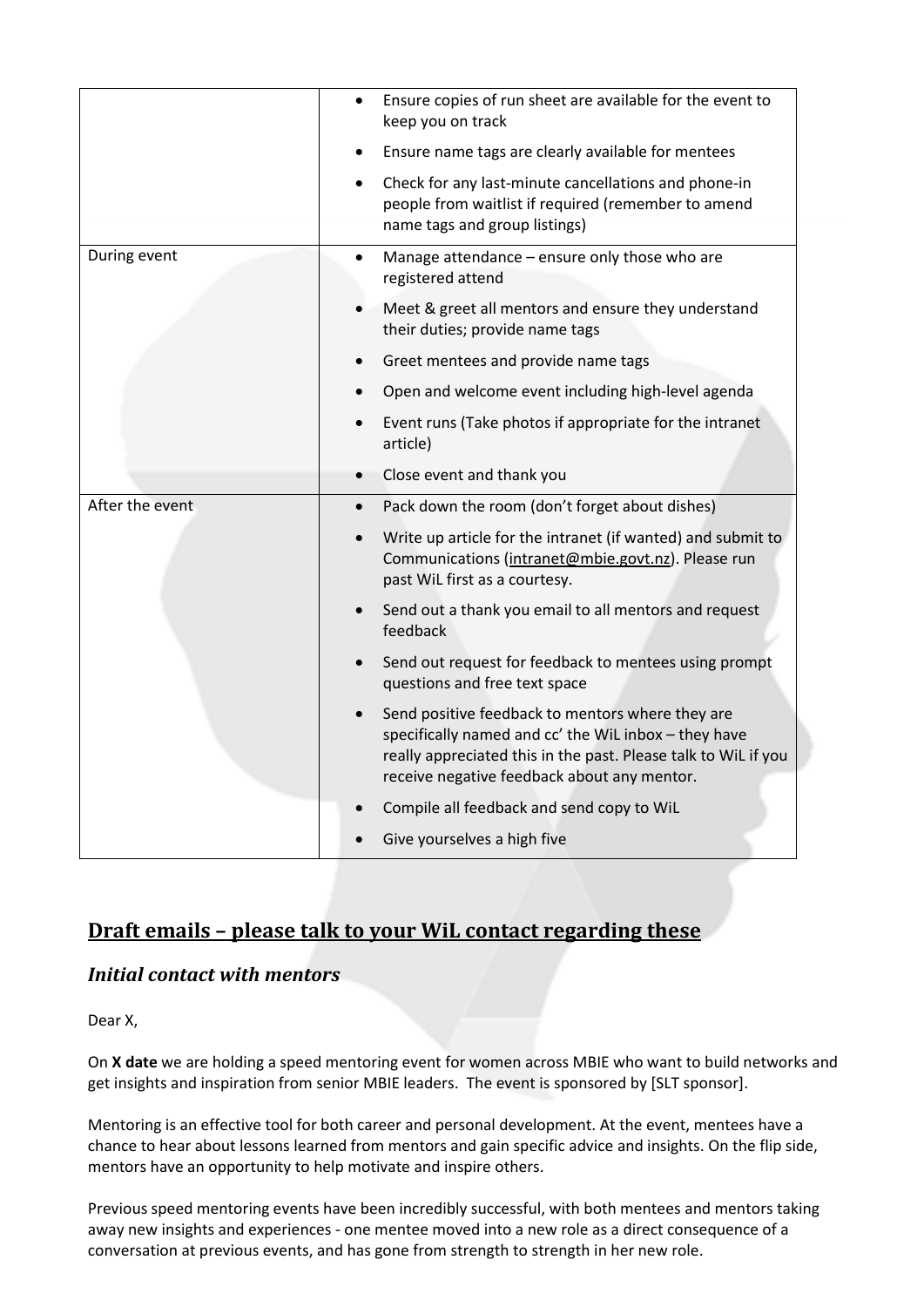| | |
|---|---|
| | • Ensure copies of run sheet are available for the event to keep you on track<br>• Ensure name tags are clearly available for mentees<br>• Check for any last-minute cancellations and phone-in people from waitlist if required (remember to amend name tags and group listings) |
| During event | • Manage attendance – ensure only those who are registered attend<br>• Meet & greet all mentors and ensure they understand their duties; provide name tags<br>• Greet mentees and provide name tags<br>• Open and welcome event including high-level agenda<br>• Event runs (Take photos if appropriate for the intranet article)<br>• Close event and thank you |
| After the event | • Pack down the room (don't forget about dishes)<br>• Write up article for the intranet (if wanted) and submit to Communications (intranet@mbie.govt.nz). Please run past WiL first as a courtesy.<br>• Send out a thank you email to all mentors and request feedback<br>• Send out request for feedback to mentees using prompt questions and free text space<br>• Send positive feedback to mentors where they are specifically named and cc' the WiL inbox – they have really appreciated this in the past. Please talk to WiL if you receive negative feedback about any mentor.<br>• Compile all feedback and send copy to WiL<br>• Give yourselves a high five |

## Draft emails – please talk to your WiL contact regarding these

### *Initial contact with mentors*

Dear X,

On **X date** we are holding a speed mentoring event for women across MBIE who want to build networks and get insights and inspiration from senior MBIE leaders. The event is sponsored by [SLT sponsor].

Mentoring is an effective tool for both career and personal development. At the event, mentees have a chance to hear about lessons learned from mentors and gain specific advice and insights. On the flip side, mentors have an opportunity to help motivate and inspire others.

Previous speed mentoring events have been incredibly successful, with both mentees and mentors taking away new insights and experiences - one mentee moved into a new role as a direct consequence of a conversation at previous events, and has gone from strength to strength in her new role.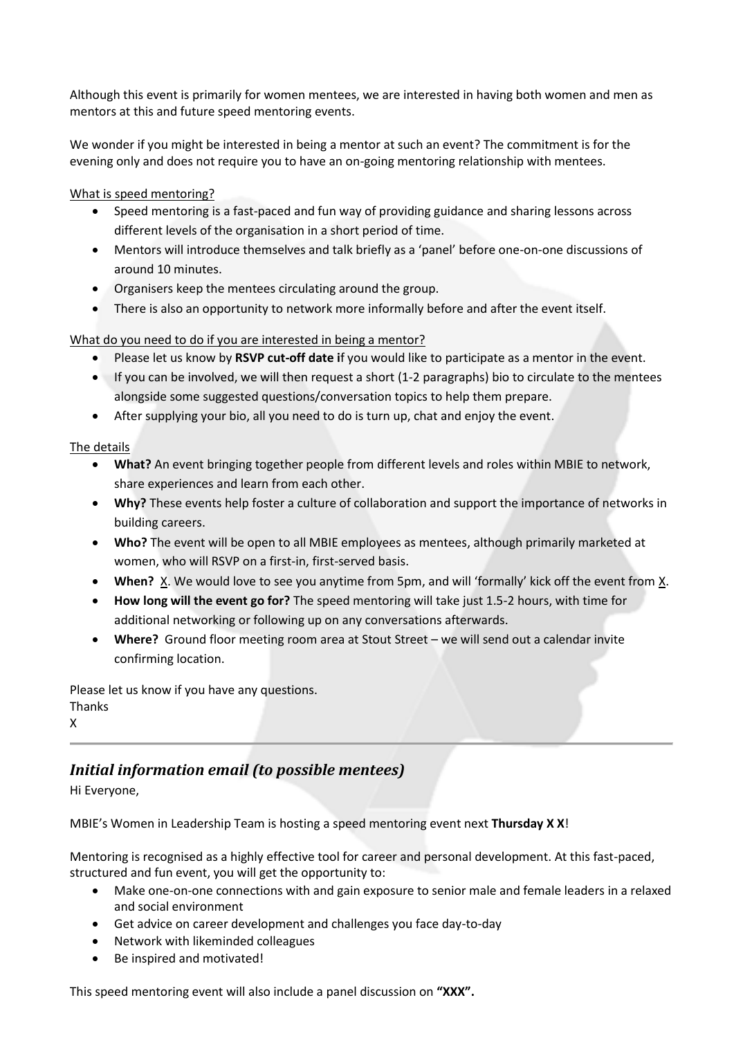Although this event is primarily for women mentees, we are interested in having both women and men as mentors at this and future speed mentoring events.

We wonder if you might be interested in being a mentor at such an event? The commitment is for the evening only and does not require you to have an on-going mentoring relationship with mentees.

<u>What is speed mentoring?</u>

- Speed mentoring is a fast-paced and fun way of providing guidance and sharing lessons across different levels of the organisation in a short period of time.
- Mentors will introduce themselves and talk briefly as a 'panel' before one-on-one discussions of around 10 minutes.
- Organisers keep the mentees circulating around the group.
- There is also an opportunity to network more informally before and after the event itself.

<u>What do you need to do if you are interested in being a mentor?</u>

- Please let us know by **RSVP cut-off date i**f you would like to participate as a mentor in the event.
- If you can be involved, we will then request a short (1-2 paragraphs) bio to circulate to the mentees alongside some suggested questions/conversation topics to help them prepare.
- After supplying your bio, all you need to do is turn up, chat and enjoy the event.

<u>The details</u>

- **What?** An event bringing together people from different levels and roles within MBIE to network, share experiences and learn from each other.
- **Why?** These events help foster a culture of collaboration and support the importance of networks in building careers.
- **Who?** The event will be open to all MBIE employees as mentees, although primarily marketed at women, who will RSVP on a first-in, first-served basis.
- **When?** <u>X</u>. We would love to see you anytime from 5pm, and will 'formally' kick off the event from <u>X</u>.
- **How long will the event go for?** The speed mentoring will take just 1.5-2 hours, with time for additional networking or following up on any conversations afterwards.
- **Where?** Ground floor meeting room area at Stout Street – we will send out a calendar invite confirming location.

Please let us know if you have any questions.
Thanks
X

---

## *Initial information email (to possible mentees)*

Hi Everyone,

MBIE's Women in Leadership Team is hosting a speed mentoring event next **Thursday X X**!

Mentoring is recognised as a highly effective tool for career and personal development. At this fast-paced, structured and fun event, you will get the opportunity to:

- Make one-on-one connections with and gain exposure to senior male and female leaders in a relaxed and social environment
- Get advice on career development and challenges you face day-to-day
- Network with likeminded colleagues
- Be inspired and motivated!

This speed mentoring event will also include a panel discussion on **"XXX".**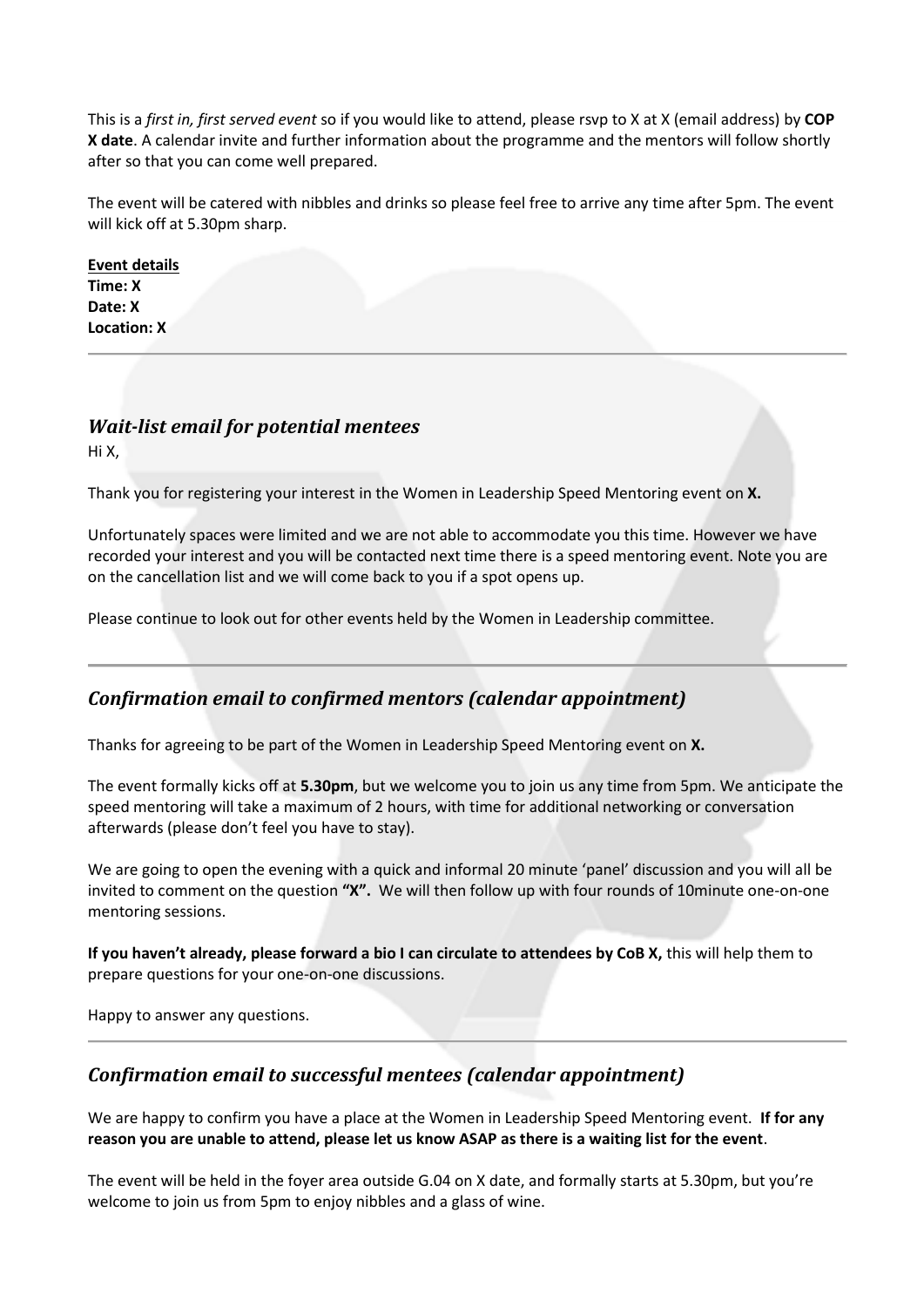This is a *first in, first served event* so if you would like to attend, please rsvp to X at X (email address) by **COP X date**. A calendar invite and further information about the programme and the mentors will follow shortly after so that you can come well prepared.

The event will be catered with nibbles and drinks so please feel free to arrive any time after 5pm. The event will kick off at 5.30pm sharp.

**Event details**
**Time: X**
**Date: X**
**Location: X**

---

### *Wait-list email for potential mentees*

Hi X,

Thank you for registering your interest in the Women in Leadership Speed Mentoring event on **X.**

Unfortunately spaces were limited and we are not able to accommodate you this time. However we have recorded your interest and you will be contacted next time there is a speed mentoring event. Note you are on the cancellation list and we will come back to you if a spot opens up.

Please continue to look out for other events held by the Women in Leadership committee.

---

### *Confirmation email to confirmed mentors (calendar appointment)*

Thanks for agreeing to be part of the Women in Leadership Speed Mentoring event on **X.**

The event formally kicks off at **5.30pm**, but we welcome you to join us any time from 5pm. We anticipate the speed mentoring will take a maximum of 2 hours, with time for additional networking or conversation afterwards (please don't feel you have to stay).

We are going to open the evening with a quick and informal 20 minute 'panel' discussion and you will all be invited to comment on the question **"X".** We will then follow up with four rounds of 10minute one-on-one mentoring sessions.

**If you haven't already, please forward a bio I can circulate to attendees by CoB X,** this will help them to prepare questions for your one-on-one discussions.

Happy to answer any questions.

---

### *Confirmation email to successful mentees (calendar appointment)*

We are happy to confirm you have a place at the Women in Leadership Speed Mentoring event. **If for any reason you are unable to attend, please let us know ASAP as there is a waiting list for the event**.

The event will be held in the foyer area outside G.04 on X date, and formally starts at 5.30pm, but you're welcome to join us from 5pm to enjoy nibbles and a glass of wine.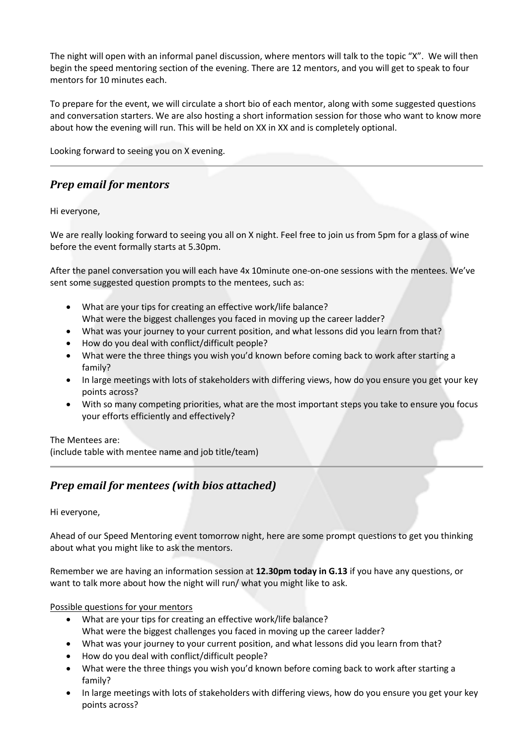The night will open with an informal panel discussion, where mentors will talk to the topic "X". We will then begin the speed mentoring section of the evening. There are 12 mentors, and you will get to speak to four mentors for 10 minutes each.

To prepare for the event, we will circulate a short bio of each mentor, along with some suggested questions and conversation starters. We are also hosting a short information session for those who want to know more about how the evening will run. This will be held on XX in XX and is completely optional.

Looking forward to seeing you on X evening.

---

## *Prep email for mentors*

Hi everyone,

We are really looking forward to seeing you all on X night. Feel free to join us from 5pm for a glass of wine before the event formally starts at 5.30pm.

After the panel conversation you will each have 4x 10minute one-on-one sessions with the mentees. We've sent some suggested question prompts to the mentees, such as:

- What are your tips for creating an effective work/life balance?
  What were the biggest challenges you faced in moving up the career ladder?
- What was your journey to your current position, and what lessons did you learn from that?
- How do you deal with conflict/difficult people?
- What were the three things you wish you'd known before coming back to work after starting a family?
- In large meetings with lots of stakeholders with differing views, how do you ensure you get your key points across?
- With so many competing priorities, what are the most important steps you take to ensure you focus your efforts efficiently and effectively?

The Mentees are:
(include table with mentee name and job title/team)

---

## *Prep email for mentees (with bios attached)*

Hi everyone,

Ahead of our Speed Mentoring event tomorrow night, here are some prompt questions to get you thinking about what you might like to ask the mentors.

Remember we are having an information session at **12.30pm today in G.13** if you have any questions, or want to talk more about how the night will run/ what you might like to ask.

Possible questions for your mentors

- What are your tips for creating an effective work/life balance?
  What were the biggest challenges you faced in moving up the career ladder?
- What was your journey to your current position, and what lessons did you learn from that?
- How do you deal with conflict/difficult people?
- What were the three things you wish you'd known before coming back to work after starting a family?
- In large meetings with lots of stakeholders with differing views, how do you ensure you get your key points across?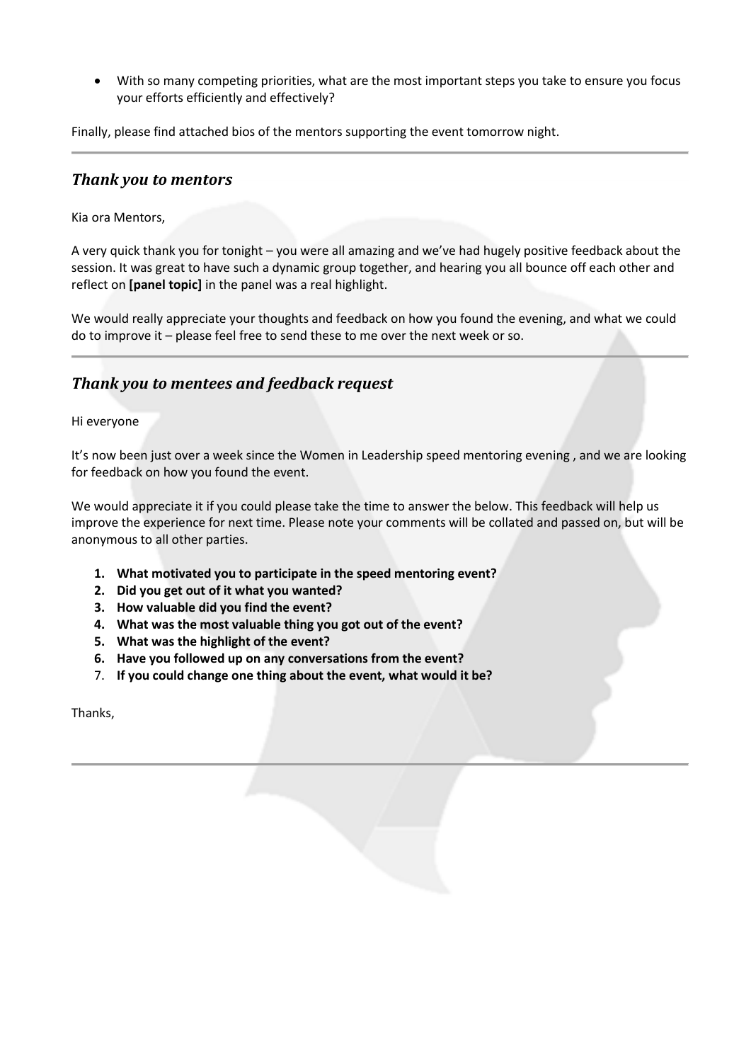- With so many competing priorities, what are the most important steps you take to ensure you focus your efforts efficiently and effectively?

Finally, please find attached bios of the mentors supporting the event tomorrow night.

---

## *Thank you to mentors*

Kia ora Mentors,

A very quick thank you for tonight – you were all amazing and we've had hugely positive feedback about the session. It was great to have such a dynamic group together, and hearing you all bounce off each other and reflect on **[panel topic]** in the panel was a real highlight.

We would really appreciate your thoughts and feedback on how you found the evening, and what we could do to improve it – please feel free to send these to me over the next week or so.

---

## *Thank you to mentees and feedback request*

Hi everyone

It's now been just over a week since the Women in Leadership speed mentoring evening , and we are looking for feedback on how you found the event.

We would appreciate it if you could please take the time to answer the below. This feedback will help us improve the experience for next time. Please note your comments will be collated and passed on, but will be anonymous to all other parties.

1. **What motivated you to participate in the speed mentoring event?**
2. **Did you get out of it what you wanted?**
3. **How valuable did you find the event?**
4. **What was the most valuable thing you got out of the event?**
5. **What was the highlight of the event?**
6. **Have you followed up on any conversations from the event?**
7. **If you could change one thing about the event, what would it be?**

Thanks,

---